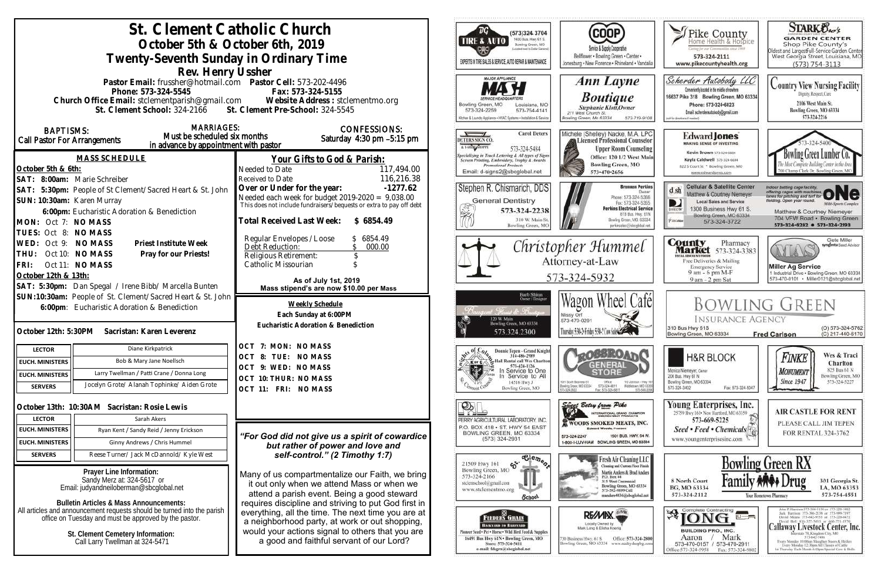# St. Clement Catholic Church

## October 5th & October 6th, 2019

## Twenty-Seventh Sunday in Ordinary Time

### Rev. Henry Ussher

Pastor Email: frussher@hotmail.com Pastor Cell: 573-202-4496
Phone: 573-324-5545 Fax: 573-324-5155
Church Office Email: stclementparish@gmail.com Website Address : stclementmo.org
St. Clement School: 324-2166 St. Clement Pre-School: 324-5545

**BAPTISMS:** Call Pastor For Arrangements

**MARRIAGES:** Must be scheduled six months in advance by appointment with pastor

**CONFESSIONS:** Saturday 4:30 pm –5:15 pm

### MASS SCHEDULE

**October 5th & 6th:**

**SAT: 8:00am:** Marie Schreiber
**SAT: 5:30pm:** People of St Clement/Sacred Heart & St. John
**SUN: 10:30am:** Karen Murray
**6:00pm:** Eucharistic Adoration & Benediction
**MON:** Oct 7: **NO MASS**
**TUES:** Oct 8: **NO MASS**
**WED:** Oct 9: **NO MASS** — **Priest Institute Week**
**THU:** Oct 10: **NO MASS** — **Pray for our Priests!**
**FRI:** Oct 11: **NO MASS**

**October 12th & 13th:**

**SAT: 5:30pm:** Dan Spegal / Irene Bibb/ Marcella Bunten
**SUN:10:30am:** People of St. Clement/Sacred Heart & St. John
**6:00pm**: Eucharistic Adoration & Benediction

### Your Gifts to God & Parish:

| | |
|---|---|
| Needed to Date | 117,494.00 |
| Received to Date | 116,216.38 |
| **Over or Under for the year:** | **-1277.62** |
| Needed each week for budget 2019-2020 = 9,038.00 | |

This does not include fundraisers/bequests or extra to pay off debt

**Total Received Last Week: $ 6854.49**

| | |
|---|---|
| Regular Envelopes /Loose | $ 6854.49 |
| Debt Reduction: | $ 000.00 |
| Religious Retirement: | $ |
| Catholic Missourian | $ |

**As of July 1st, 2019 Mass stipend's are now $10.00 per Mass**

**October 12th: 5:30PM Sacristan: Karen Leverenz**

| | |
|---|---|
| LECTOR | Diane Kirkpatrick |
| EUCH. MINISTERS | Bob & Mary Jane Noellsch |
| EUCH. MINISTERS | Larry Twellman / Patti Crane / Donna Long |
| SERVERS | Jocelyn Grote/ Alanah Tophinke/ Aiden Grote |

**October 13th: 10:30AM Sacristan: Rosie Lewis**

| | |
|---|---|
| LECTOR | Sarah Akers |
| EUCH. MINISTERS | Ryan Kent / Sandy Reid / Jenny Erickson |
| EUCH. MINISTERS | Ginny Andrews / Chris Hummel |
| SERVERS | Reese Turner/ Jack McDannold/ Kyle West |

### Weekly Schedule

**Each Sunday at 6:00PM**
**Eucharistic Adoration & Benediction**

OCT 7: MON: NO MASS
OCT 8: TUE: NO MASS
OCT 9: WED: NO MASS
OCT 10: THUR: NO MASS
OCT 11: FRI: NO MASS

**Prayer Line Information:**
Sandy Merz at: 324-5617 or
Email: judyandneiloberman@sbcglobal.net

**Bulletin Articles & Mass Announcements:**
All articles and announcement requests should be turned into the parish office on Tuesday and must be approved by the pastor.

**St. Clement Cemetery Information:**
Call Larry Twellman at 324-5471

*"For God did not give us a spirit of cowardice but rather of power and love and self-control." (2 Timothy 1:7)*

Many of us compartmentalize our Faith, we bring it out only when we attend Mass or when we attend a parish event. Being a good steward requires discipline and striving to put God first in everything, all the time. The next time you are at a neighborhood party, at work or our shopping, would your actions signal to others that you are a good and faithful servant of our Lord?

---

TIRE & AUTO — (573)324-3704 — 1400 Bus. Hwy 61 S. Bowling Green, MO — EXPERTS IN TIRE SALES & SERVICE, AUTO REPAIR & MAINTENANCE

COOP — Service & Supply Cooperative — Bellflower • Bowling Green • Center • Jonesburg • New Florence • Rhineland • Vandalia

Pike County Home Health & Hospice — 573-324-2111 — www.pikecountyhealth.org

STARK Bro's GARDEN CENTER — Shop Pike County's Oldest and Largest Full-Service Garden Center — West Georgia Street, Louisiana, MO — (573) 754-3113

MASH — Major Appliance Service Headquarters — Bowling Green, MO 573-324-2259 — Louisiana, MO 573-754-4141 — Kitchen & Laundry Appliances • HVAC Systems • Installation & Service

Ann Layne Boutique — Stephanie Klott, Owner — 211 West Church St. Bowling Green, Mo 63334 — 573-719-9108

Scherder Autobody LLC — Conveniently located in the middle of nowhere — 16637 Pike 318 Bowling Green, MO 63334 — Phone: 573-324-6023 — Email: scherderautobody@gmail.com

Country View Nursing Facility — Dignity, Respect, Care — 2106 West Main St. Bowling Green, MO 63334 — 573-324-2216

Deters Sign Co. — Carol Deters — 573-324-5484 — Specializing in Truck Lettering & All types of Signs, Screen Printing, Embroidery, Trophy & Awards, Promotional Products — Email: d-signs2@sbcglobal.net

Michele (Shelley) Nacke, M.A. LPC — Licensed Professional Counselor — Upper Room Counseling — Office: 120 1/2 West Main, Bowling Green, MO — 573-470-2656

Edward Jones — Making Sense of Investing — Kevin Brown 573-324-6604 — Kayla Caldwell 573-324-6604 — 822 S Court St. • Bowling Green, MO — www.edwardjones.com

Bowling Green Lumber Co. — 573-324-5400 — The Most Complete Building Center in the Area — 700 Champ Clark Dr. Bowling Green, MO

Stephen R. Chismarich, DDS — General Dentistry — 573-324-2238 — 310 W. Main St. Bowling Green, MO

Brennen Perkins, Owner — Phone: 573-324-5366 — Fax: 573-324-5355 — Perkins Electrical Service — 819 Bus. Hwy. 61N Bowling Green, MO 63334 — perkinselec@sbcglobal.net

dish — Cellular & Satellite Center — Matthew & Courtney Niemeyer — Local Sales and Service — 1300 Business Hwy 61 S. Bowling Green, MO 63334 — 573-324-3722

ONE — Indoor batting cage facility, offering cages with machines, tees for pitching and turf for fielding. Open year round. — Matthew & Courtney Niemeyer — 704 VFW Road • Bowling Green — 573-324-8282 • 573-324-2193

Christopher Hummel — Attorney-at-Law — 573-324-5932

County Market — Pharmacy 573-324-3383 — Free Deliveries & Mailing — Emergency Service — 9 am - 6 pm M-F — 9 am - 2 pm Sat

MAS — Miller Ag Service — Cete Miller, syngenta Seed Advisor — 1 Industrial Drive • Bowling Green, MO 63334 — 573-470-0101 • Miller0121@sbcglobal.net

Bouquet Floral & Boutique — Barb Shinn, Owner / Designer — 120 W. Main, Bowling Green, MO 63334 — 573.324.2300

Wagon Wheel Café — Missy Orf — 573-470-0291 — Thursday 5:30-2• Friday 5:30-?

BOWLING GREEN INSURANCE AGENCY — 310 Bus Hwy 61S, Bowling Green, MO 63334 — Fred Carlson — (O) 573-324-5762 (C) 217-440-6170

Knights of Columbus — Donnie Tepen - Grand Knight 314-486-2989 — Hall Rental call Wes Charlton 573-424-1126 — In Service to One, In Service to All — 14516 Hwy J, Bowling Green, MO

Crossroads General Store — Bowling Green, MO 63334 / Middletown, MO

H&R BLOCK — Monica Niemeyer, Owner — 206 Bus. Hwy 61 N, Bowling Green, MO 63334 — 573-324-3402 — Fax: 573-324-5047

FINKE MONUMENT — Since 1947 — Wes & Traci Charlton — 825 Bus 61 N, Bowling Green, MO — 573-324-5227

PERRY AGRICULTURAL LABORATORY, INC. — P.O. BOX 418 • ST. HWY 54 EAST, BOWLING GREEN, MO 63334 — (573) 324-2931

Sweet Betsy from Pike — Woods Smoked Meats, Inc. — Edward Woods, President — 573-324-2247 — 1501 BUS. HWY. 54 W. — 1-800-I-LUV-HAM — BOWLING GREEN, MO 63334

Young Enterprises, Inc. — 25759 Hwy 161• New Hartford, MO 63359 — 573-669-5225 — Seed • Feed • Chemicals — www.youngenterprisesinc.com

AIR CASTLE FOR RENT — PLEASE CALL JIM TEPEN FOR RENTAL 324-3762

St. Clement School — 21509 Hwy 161, Bowling Green, MO — 573-324-2166 — stclementschool@gmail.com — www.stclementmo.org

Fresh Air Cleaning LLC — Cleaning and Custom Floor Finish — Martin Anders & Brad Anders — P.O. Box 44, 315 West Centennial, Bowling Green, MO 63334 — 573-592-9899 Cell — manders4036@sbcglobal.net

Bowling Green RX — Family Drug — 8 North Court, BG, MO 63334 — 573-324-2112 — Your Hometown Pharmacy — 301 Georgia St. LA, MO 63353 — 573-754-4551

Feeders Grain — Backyard to Barnyard — Pioneer Seed • Pet • Horse • Wild Bird Feed & Supplies — 16491 Bus Hwy 61N • Bowling Green, MO — Store: 573-324-5411 — e-mail: fdsgrn@sbcglobal.net

RE/MAX — Locally Owned by Mark Long & Elisha Koenig — 730 Business Hwy. 61 S, Bowling Green, MO 63334 — Office: 573-324-2800 — www.realtyshopbg.com

Complete Contracting — LONG BUILDING PRO., INC. — Aaron 573-470-0157 / Mark 573-470-2911 — Office: 573-324-5958 — Fax: 573-324-9802

Callaway Livestock Center, Inc. — Interstate 70, Kingdom City, MO — 573-642-7486 — Every Monday 10:00am Slaughter Steers & Heifers — Every Monday 12:30pm All Classes of Cattle — 1st Thursday Each Month 6:00pm Special Cow & Bulls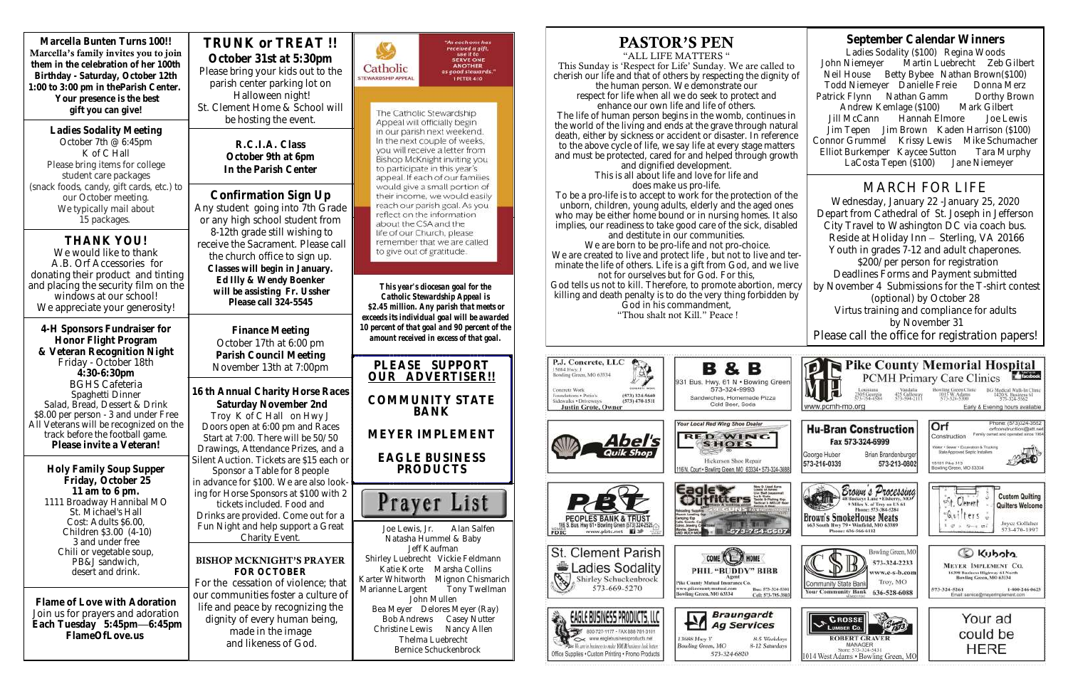**Marcella Bunten Turns 100!!**
**Marcella's family invites you to join them in the celebration of her 100th Birthday - Saturday, October 12th 1:00 to 3:00 pm in theParish Center. Your presence is the best gift you can give!**

**Ladies Sodality Meeting**
October 7th @ 6:45pm
K of C Hall
Please bring items for college student care packages (snack foods, candy, gift cards, etc.) to our October meeting. We typically mail about 15 packages.

**THANK YOU!**
We would like to thank A.B. Orf Accessories for donating their product and tinting and placing the security film on the windows at our school! We appreciate your generosity!

**4-H Sponsors Fundraiser for Honor Flight Program & Veteran Recognition Night**
Friday - October 18th
**4:30-6:30pm**
BGHS Cafeteria
Spaghetti Dinner
Salad, Bread, Dessert & Drink
$8.00 per person - 3 and under Free
All Veterans will be recognized on the track before the football game.
**Please invite a Veteran!**

**Holy Family Soup Supper**
**Friday, October 25**
**11 am to 6 pm.**
1111 Broadway Hannibal MO
St. Michael's Hall
Cost: Adults $6.00, Children $3.00 (4-10)
3 and under free
Chili or vegetable soup, PB&J sandwich, desert and drink.

**Flame of Love with Adoration**
Join us for prayers and adoration
**Each Tuesday 5:45pm—6:45pm**
**FlameOfLove.us**

**TRUNK or TREAT !!**
**October 31st at 5:30pm**
Please bring your kids out to the parish center parking lot on Halloween night!
St. Clement Home & School will be hosting the event.

**R.C.I.A. Class**
**October 9th at 6pm**
**In the Parish Center**

**Confirmation Sign Up**
Any student going into 7th Grade or any high school student from 8-12th grade still wishing to receive the Sacrament. Please call the church office to sign up.
**Classes will begin in January.**
**Ed Illy & Wendy Boenker will be assisting Fr. Ussher**
**Please call 324-5545**

**Finance Meeting**
October 17th at 6:00 pm
**Parish Council Meeting**
November 13th at 7:00pm

**16 th Annual Charity Horse Races**
**Saturday November 2nd**
Troy K of C Hall on Hwy J
Doors open at 6:00 pm and Races Start at 7:00. There will be 50/50 Drawings, Attendance Prizes, and a Silent Auction. Tickets are $15 each or Sponsor a Table for 8 people in advance for $100. We are also looking for Horse Sponsors at $100 with 2 tickets included. Food and Drinks are provided. Come out for a Fun Night and help support a Great Charity Event.

**BISHOP MCKNIGHT'S PRAYER FOR OCTOBER**
For the cessation of violence; that our communities foster a culture of life and peace by recognizing the dignity of every human being, made in the image and likeness of God.

Catholic Stewardship Appeal
"As each one has received a gift, use it to serve one another as good stewards." 1 PETER 4:10

The Catholic Stewardship Appeal will officially begin in our parish next weekend. In the next couple of weeks, you will receive a letter from Bishop McKnight inviting you to participate in this year's appeal. If each of our families would give a small portion of their income, we would easily reach our parish goal. As you reflect on the information about the CSA and the life of our Church, please remember that we are called to give out of gratitude.

***This year's diocesan goal for the Catholic Stewardship Appeal is $2.45 million. Any parish that meets or exceeds its individual goal will be awarded 10 percent of that goal and 90 percent of the amount received in excess of that goal.***

**PLEASE SUPPORT OUR ADVERTISER!!**

**COMMUNITY STATE BANK**

**MEYER IMPLEMENT**

**EAGLE BUSINESS PRODUCTS**

**Prayer List**

Joe Lewis, Jr. Alan Salfen
Natasha Hummel & Baby
Jeff Kaufman
Shirley Luebrecht Vickie Feldmann
Katie Korte Marsha Collins
Karter Whitworth Mignon Chismarich
Marianne Largent Tony Twellman
John Mullen
Bea Meyer Delores Meyer (Ray)
Bob Andrews Casey Nutter
Christine Lewis Nancy Allen
Thelma Luebrecht
Bernice Schuckenbrock

# PASTOR'S PEN

"ALL LIFE MATTERS "

This Sunday is 'Respect for Life' Sunday. We are called to cherish our life and that of others by respecting the dignity of the human person. We demonstrate our respect for life when all we do seek to protect and enhance our own life and life of others.

The life of human person begins in the womb, continues in the world of the living and ends at the grave through natural death, either by sickness or accident or disaster. In reference to the above cycle of life, we say life at every stage matters and must be protected, cared for and helped through growth and dignified development.

This is all about life and love for life and does make us pro-life.

To be a pro-life is to accept to work for the protection of the unborn, children, young adults, elderly and the aged ones who may be either home bound or in nursing homes. It also implies, our readiness to take good care of the sick, disabled and destitute in our communities.

We are born to be pro-life and not pro-choice.

We are created to live and protect life , but not to live and terminate the life of others. Life is a gift from God, and we live not for ourselves but for God. For this,

God tells us not to kill. Therefore, to promote abortion, mercy killing and death penalty is to do the very thing forbidden by God in his commandment,

"Thou shalt not Kill." Peace !

**September Calendar Winners**

Ladies Sodality ($100) Regina Woods
John Niemeyer Martin Luebrecht Zeb Gilbert
Neil House Betty Bybee Nathan Brown($100)
Todd Niemeyer Danielle Freie Donna Merz
Patrick Flynn Nathan Gamm Dorthy Brown
Andrew Kemlage ($100) Mark Gilbert
Jill McCann Hannah Elmore Joe Lewis
Jim Tepen Jim Brown Kaden Harrison ($100)
Connor Grummel Krissy Lewis Mike Schumacher
Elliot Burkemper Kaycee Sutton Tara Murphy
LaCosta Tepen ($100) Jane Niemeyer

## MARCH FOR LIFE

Wednesday, January 22 -January 25, 2020
Depart from Cathedral of St. Joseph in Jefferson City Travel to Washington DC via coach bus.
Reside at Holiday Inn – Sterling, VA 20166
Youth in grades 7-12 and adult chaperones.
$200/ per person for registration
Deadlines Forms and Payment submitted by November 4 Submissions for the T-shirt contest (optional) by October 28
Virtus training and compliance for adults by November 31
Please call the office for registration papers!

P.J. Concrete, LLC
15084 Hwy J
Bowling Green, MO 63334
Concrete Work
Foundations • Patio's
Sidewalks • Driveways
(573) 324-5660
(573) 470-1511
Justin Grote, Owner

B & B
931 Bus. Hwy. 61 N • Bowling Green
573-324-9993
Sandwiches, Homemade Pizza
Cold Beer, Soda

Pike County Memorial Hospital
PCMH Primary Care Clinics
Louisiana 2305 Georgia 573-754-4584
Vandalia 425 Calloway 573-594-2111
Bowling Green Clinic 1015 W. Adams 573-324-5300
BG Medical Walk-In Clinic 1420 S. Business 61 573-324-5562
www.pcmh-mo.org
Early & Evening hours available

Abel's Quik Shop

Your Local Red Wing Shoe Dealer
RED WING SHOES
Hickerson Shoe Repair
116 N. Court • Bowling Green MO 63334 • 573-324-3688

Hu-Bran Construction
Fax 573-324-6999
George Huber 573-216-0339
Brian Brandenburger 573-213-0902

Orf Construction
Phone: (573)324-3552
orfconstruction@att.net
Family owned and operated since 1964
Water • Sewer • Excavation & Trucking
State Approved Septic Installers
15181 Pike 313
Bowling Green, MO 63334

PBT PEOPLES BANK & TRUST
116 S. Bus. Hwy 61 • Bowling Green (573) 324-2525
www.pbtc.net
MEMBER FDIC

Eagle Outfitters
573-754-6687

Brown's Processing
48 Buckeye Lane • Elsberry, MO
9 Miles N. of Troy on US 61
Phone: 573-384-5284
Brown's SmokeHouse Meats
163 South Hwy 79 • Winfield, MO 63389
Phone: 636-566-6112

St. Clement Quilters
Custom Quilting
Quilters Welcome
Joyce Gollaher
573-470-1997

St. Clement Parish
Ladies Sodality
Shirley Schuckenbrock
573-669-5270

COME HOME
PHIL "BUDDY" BIBB
Agent
Pike County Mutual Insurance Co.
www.pikecountymutual.com
Bowling Green, MO 63334
Bus: 573-324-5101
Cell: 573-795-3803

Community State Bank
Bowling Green, MO
573-324-2233
www.c-s-b.com
Troy, MO
Your Community Bank 636-528-6088

Kubota
MEYER IMPLEMENT CO.
16398 Business Highway 61 North
Bowling Green, MO 63334
573-324-5261
1-800-246-0623
Email: service@meyerimplement.com

EAGLE BUSINESS PRODUCTS, LLC
800-727-1177 • FAX 888-781-3101
www.eaglebusinessproducts.net
Office Supplies • Custom Printing • Promo Products

Braungardt Ag Services
13688 Hwy Y
Bowling Green, MO
573-324-6820
8-5 Weekdays
8-12 Saturdays

CROSSE LUMBER CO.
ROBERT GRAVER
MANAGER
Store: 573-324-5431
1014 West Adams • Bowling Green, MO

Your ad could be HERE